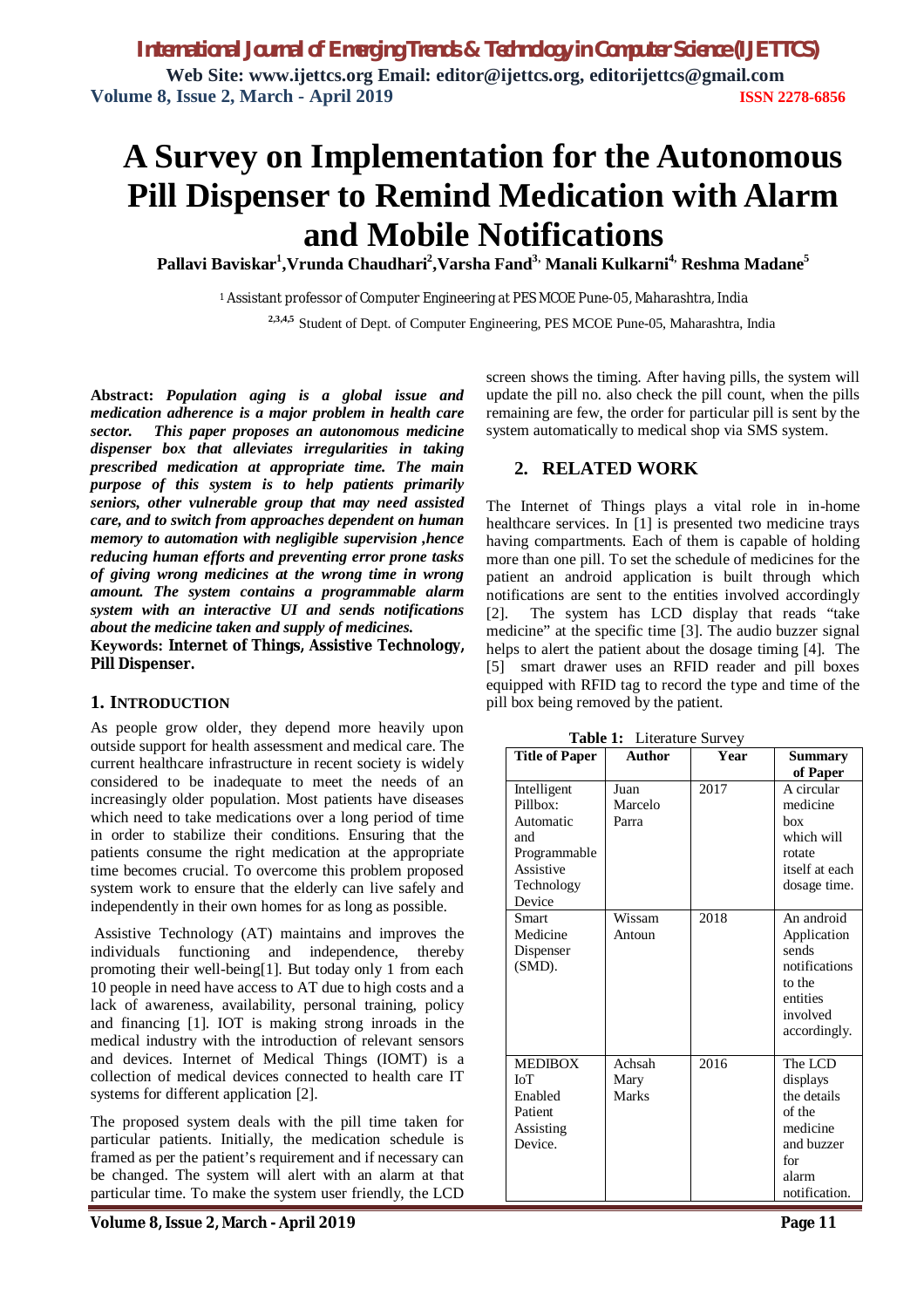# A Survey on Implementation for the Autonomous Pill Dispenser to Remind Medication with Alarm and Mobile Notifications

**Pallavi Baviskar[1], Vrunda Chaudhari[2], Varsha Fand[3], Manali Kulkarni[4], Reshma Madane[5]**

[1] Assistant professor of Computer Engineering at PES MCOE Pune-05, Maharashtra, India

[2,3,4,5] Student of Dept. of Computer Engineering, PES MCOE Pune-05, Maharashtra, India

**Abstract:** ***Population aging is a global issue and medication adherence is a major problem in health care sector. This paper proposes an autonomous medicine dispenser box that alleviates irregularities in taking prescribed medication at appropriate time. The main purpose of this system is to help patients primarily seniors, other vulnerable group that may need assisted care, and to switch from approaches dependent on human memory to automation with negligible supervision ,hence reducing human efforts and preventing error prone tasks of giving wrong medicines at the wrong time in wrong amount. The system contains a programmable alarm system with an interactive UI and sends notifications about the medicine taken and supply of medicines.***

**Keywords: Internet of Things, Assistive Technology, Pill Dispenser.**

## 1. INTRODUCTION

As people grow older, they depend more heavily upon outside support for health assessment and medical care. The current healthcare infrastructure in recent society is widely considered to be inadequate to meet the needs of an increasingly older population. Most patients have diseases which need to take medications over a long period of time in order to stabilize their conditions. Ensuring that the patients consume the right medication at the appropriate time becomes crucial. To overcome this problem proposed system work to ensure that the elderly can live safely and independently in their own homes for as long as possible.

Assistive Technology (AT) maintains and improves the individuals functioning and independence, thereby promoting their well-being[1]. But today only 1 from each 10 people in need have access to AT due to high costs and a lack of awareness, availability, personal training, policy and financing [1]. IOT is making strong inroads in the medical industry with the introduction of relevant sensors and devices. Internet of Medical Things (IOMT) is a collection of medical devices connected to health care IT systems for different application [2].

The proposed system deals with the pill time taken for particular patients. Initially, the medication schedule is framed as per the patient's requirement and if necessary can be changed. The system will alert with an alarm at that particular time. To make the system user friendly, the LCD screen shows the timing. After having pills, the system will update the pill no. also check the pill count, when the pills remaining are few, the order for particular pill is sent by the system automatically to medical shop via SMS system.

## 2. RELATED WORK

The Internet of Things plays a vital role in in-home healthcare services. In [1] is presented two medicine trays having compartments. Each of them is capable of holding more than one pill. To set the schedule of medicines for the patient an android application is built through which notifications are sent to the entities involved accordingly [2]. The system has LCD display that reads "take medicine" at the specific time [3]. The audio buzzer signal helps to alert the patient about the dosage timing [4]. The [5] smart drawer uses an RFID reader and pill boxes equipped with RFID tag to record the type and time of the pill box being removed by the patient.

**Table 1:** Literature Survey

| Title of Paper | Author | Year | Summary of Paper |
|---|---|---|---|
| Intelligent Pillbox: Automatic and Programmable Assistive Technology Device | Juan Marcelo Parra | 2017 | A circular medicine box which will rotate itself at each dosage time. |
| Smart Medicine Dispenser (SMD). | Wissam Antoun | 2018 | An android Application sends notifications to the entities involved accordingly. |
| MEDIBOX IoT Enabled Patient Assisting Device. | Achsah Mary Marks | 2016 | The LCD displays the details of the medicine and buzzer for alarm notification. |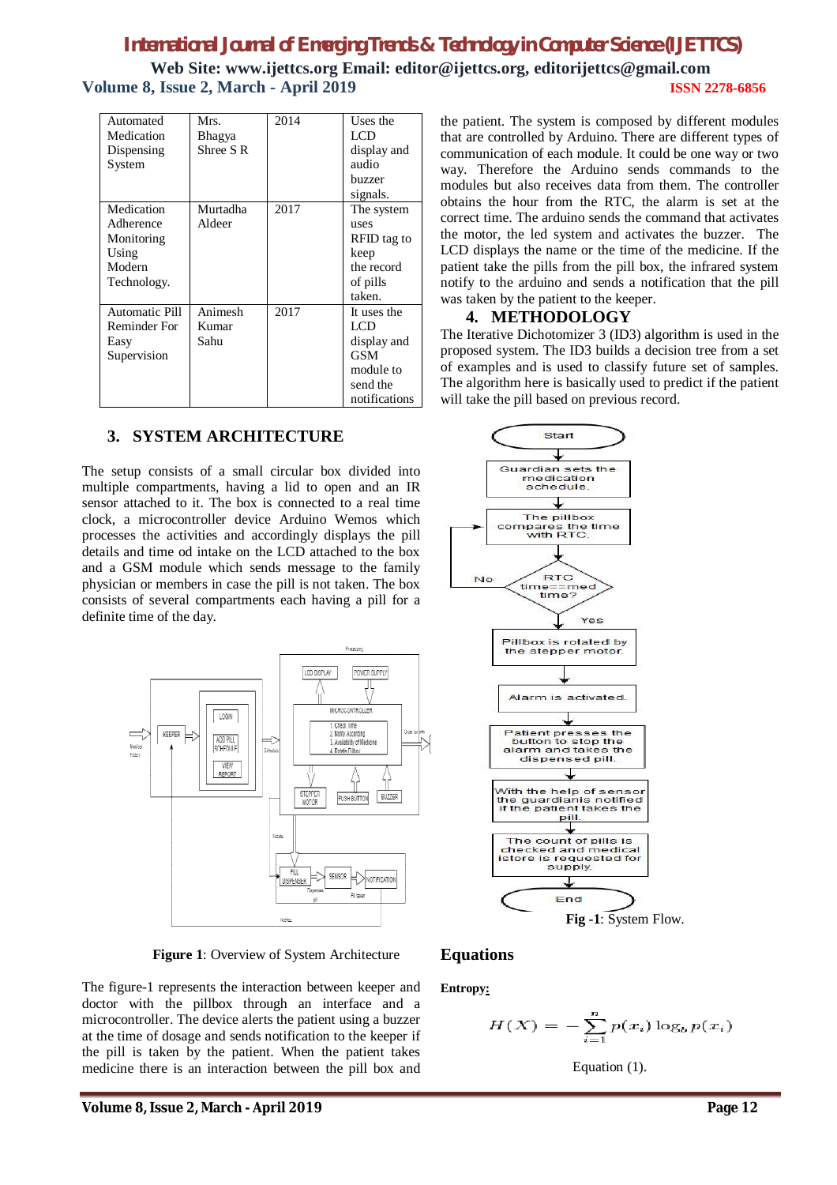| Automated Medication Dispensing System | Mrs. Bhagya Shree S R | 2014 | Uses the LCD display and audio buzzer signals. |
|---|---|---|---|
| Medication Adherence Monitoring Using Modern Technology. | Murtadha Aldeer | 2017 | The system uses RFID tag to keep the record of pills taken. |
| Automatic Pill Reminder For Easy Supervision | Animesh Kumar Sahu | 2017 | It uses the LCD display and GSM module to send the notifications |

## 3. SYSTEM ARCHITECTURE

The setup consists of a small circular box divided into multiple compartments, having a lid to open and an IR sensor attached to it. The box is connected to a real time clock, a microcontroller device Arduino Wemos which processes the activities and accordingly displays the pill details and time od intake on the LCD attached to the box and a GSM module which sends message to the family physician or members in case the pill is not taken. The box consists of several compartments each having a pill for a definite time of the day.

**Figure 1**: Overview of System Architecture

The figure-1 represents the interaction between keeper and doctor with the pillbox through an interface and a microcontroller. The device alerts the patient using a buzzer at the time of dosage and sends notification to the keeper if the pill is taken by the patient. When the patient takes medicine there is an interaction between the pill box and the patient. The system is composed by different modules that are controlled by Arduino. There are different types of communication of each module. It could be one way or two way. Therefore the Arduino sends commands to the modules but also receives data from them. The controller obtains the hour from the RTC, the alarm is set at the correct time. The arduino sends the command that activates the motor, the led system and activates the buzzer. The LCD displays the name or the time of the medicine. If the patient take the pills from the pill box, the infrared system notify to the arduino and sends a notification that the pill was taken by the patient to the keeper.

## 4. METHODOLOGY

The Iterative Dichotomizer 3 (ID3) algorithm is used in the proposed system. The ID3 builds a decision tree from a set of examples and is used to classify future set of samples. The algorithm here is basically used to predict if the patient will take the pill based on previous record.

**Fig -1**: System Flow.

## Equations

**Entropy:**

$$H(X) = -\sum_{i=1}^{n} p(x_i) \log_b p(x_i)$$

Equation (1).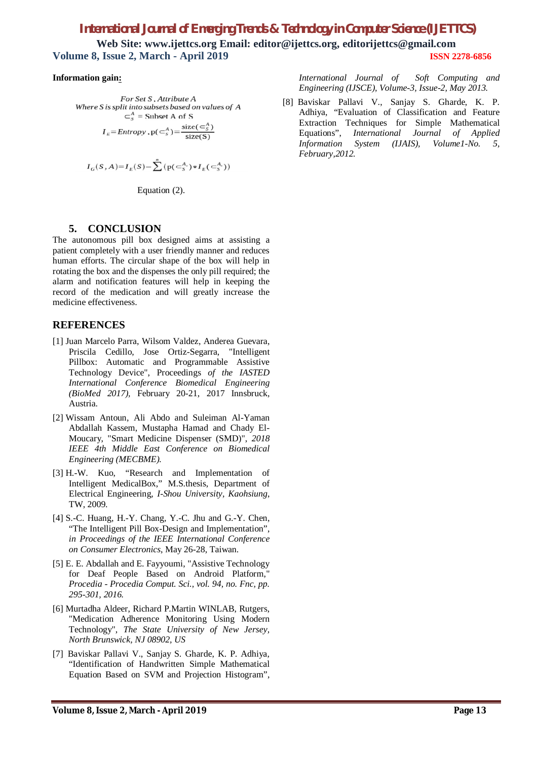**Information gain:**

$$\text{For Set } S \text{, Attribute } A$$
$$\text{Where } S \text{ is split into subsets based on values of } A$$
$$\subset_S^A = \text{Subset A of S}$$
$$I_E = Entropy \cdot \text{p}(\subset_S^A) = \frac{\text{size}(\subset_S^A)}{\text{size(S)}}$$

$$I_G(S, A) = I_E(S) - \sum^{n} (\text{p}(\subset_S^{A_i}) * I_E(\subset_S^{A_i}))$$

Equation (2).

## 5. CONCLUSION

The autonomous pill box designed aims at assisting a patient completely with a user friendly manner and reduces human efforts. The circular shape of the box will help in rotating the box and the dispenses the only pill required; the alarm and notification features will help in keeping the record of the medication and will greatly increase the medicine effectiveness.

## REFERENCES

[1] Juan Marcelo Parra, Wilsom Valdez, Anderea Guevara, Priscila Cedillo, Jose Ortiz-Segarra, "Intelligent Pillbox: Automatic and Programmable Assistive Technology Device", Proceedings *of the IASTED International Conference Biomedical Engineering (BioMed 2017)*, February 20-21, 2017 Innsbruck, Austria.

[2] Wissam Antoun, Ali Abdo and Suleiman Al-Yaman Abdallah Kassem, Mustapha Hamad and Chady El-Moucary, "Smart Medicine Dispenser (SMD)", *2018 IEEE 4th Middle East Conference on Biomedical Engineering (MECBME).*

[3] H.-W. Kuo, "Research and Implementation of Intelligent MedicalBox," M.S.thesis, Department of Electrical Engineering*, I-Shou University*, *Kaohsiung*, TW, 2009.

[4] S.-C. Huang, H.-Y. Chang, Y.-C. Jhu and G.-Y. Chen, "The Intelligent Pill Box-Design and Implementation", *in Proceedings of the IEEE International Conference on Consumer Electronics*, May 26-28, Taiwan.

[5] E. E. Abdallah and E. Fayyoumi, "Assistive Technology for Deaf People Based on Android Platform," *Procedia - Procedia Comput. Sci., vol. 94, no. Fnc, pp. 295-301, 2016.*

[6] Murtadha Aldeer, Richard P.Martin WINLAB, Rutgers, "Medication Adherence Monitoring Using Modern Technology", *The State University of New Jersey, North Brunswick, NJ 08902, US*

[7] Baviskar Pallavi V., Sanjay S. Gharde, K. P. Adhiya, "Identification of Handwritten Simple Mathematical Equation Based on SVM and Projection Histogram", *International Journal of Soft Computing and Engineering (IJSCE), Volume-3, Issue-2, May 2013.*

[8] Baviskar Pallavi V., Sanjay S. Gharde, K. P. Adhiya, "Evaluation of Classification and Feature Extraction Techniques for Simple Mathematical Equations", *International Journal of Applied Information System (IJAIS), Volume1-No. 5, February,2012.*